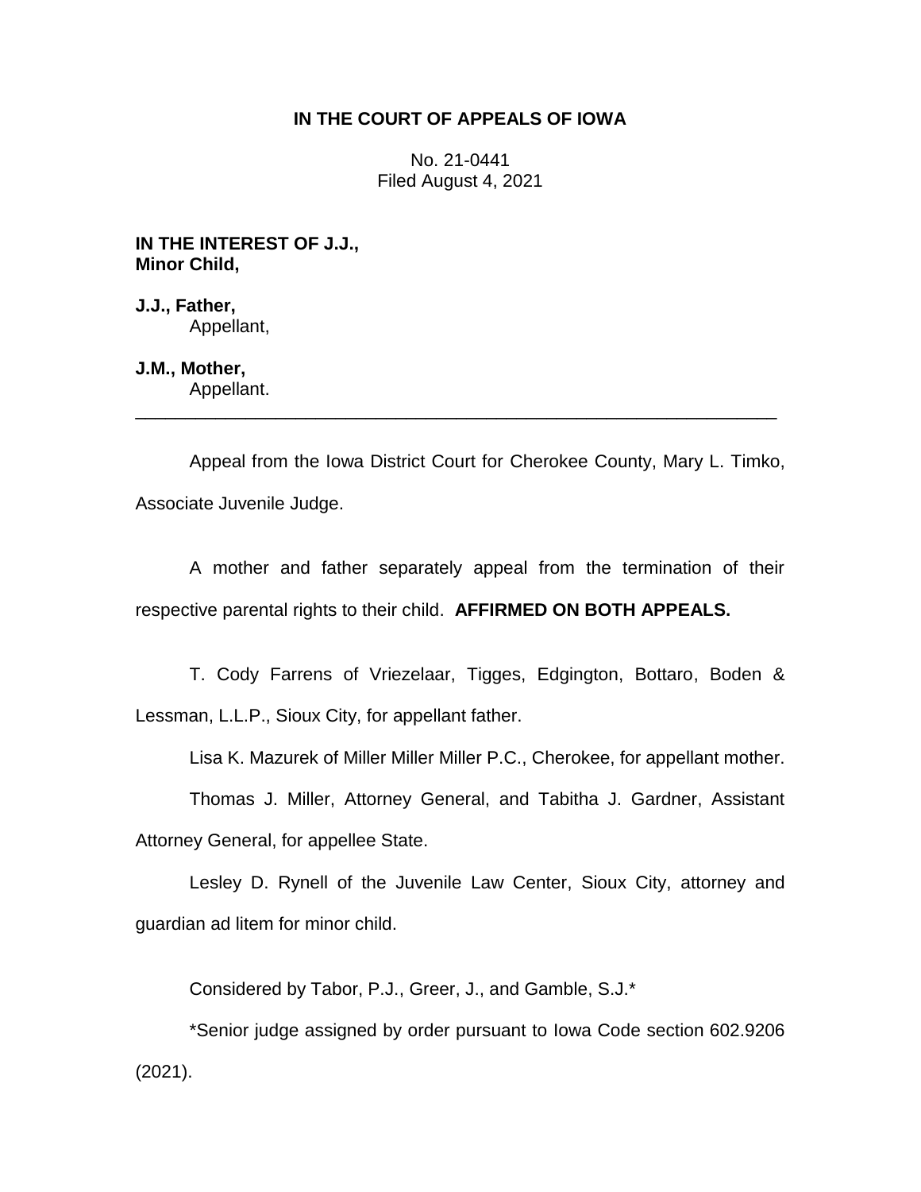**IN THE COURT OF APPEALS OF IOWA**

No. 21-0441
Filed August 4, 2021

**IN THE INTEREST OF J.J.,**
**Minor Child,**

**J.J., Father,**
Appellant,

**J.M., Mother,**
Appellant.

---

Appeal from the Iowa District Court for Cherokee County, Mary L. Timko, Associate Juvenile Judge.

A mother and father separately appeal from the termination of their respective parental rights to their child. **AFFIRMED ON BOTH APPEALS.**

T. Cody Farrens of Vriezelaar, Tigges, Edgington, Bottaro, Boden & Lessman, L.L.P., Sioux City, for appellant father.

Lisa K. Mazurek of Miller Miller Miller P.C., Cherokee, for appellant mother.

Thomas J. Miller, Attorney General, and Tabitha J. Gardner, Assistant Attorney General, for appellee State.

Lesley D. Rynell of the Juvenile Law Center, Sioux City, attorney and guardian ad litem for minor child.

Considered by Tabor, P.J., Greer, J., and Gamble, S.J.*

*Senior judge assigned by order pursuant to Iowa Code section 602.9206 (2021).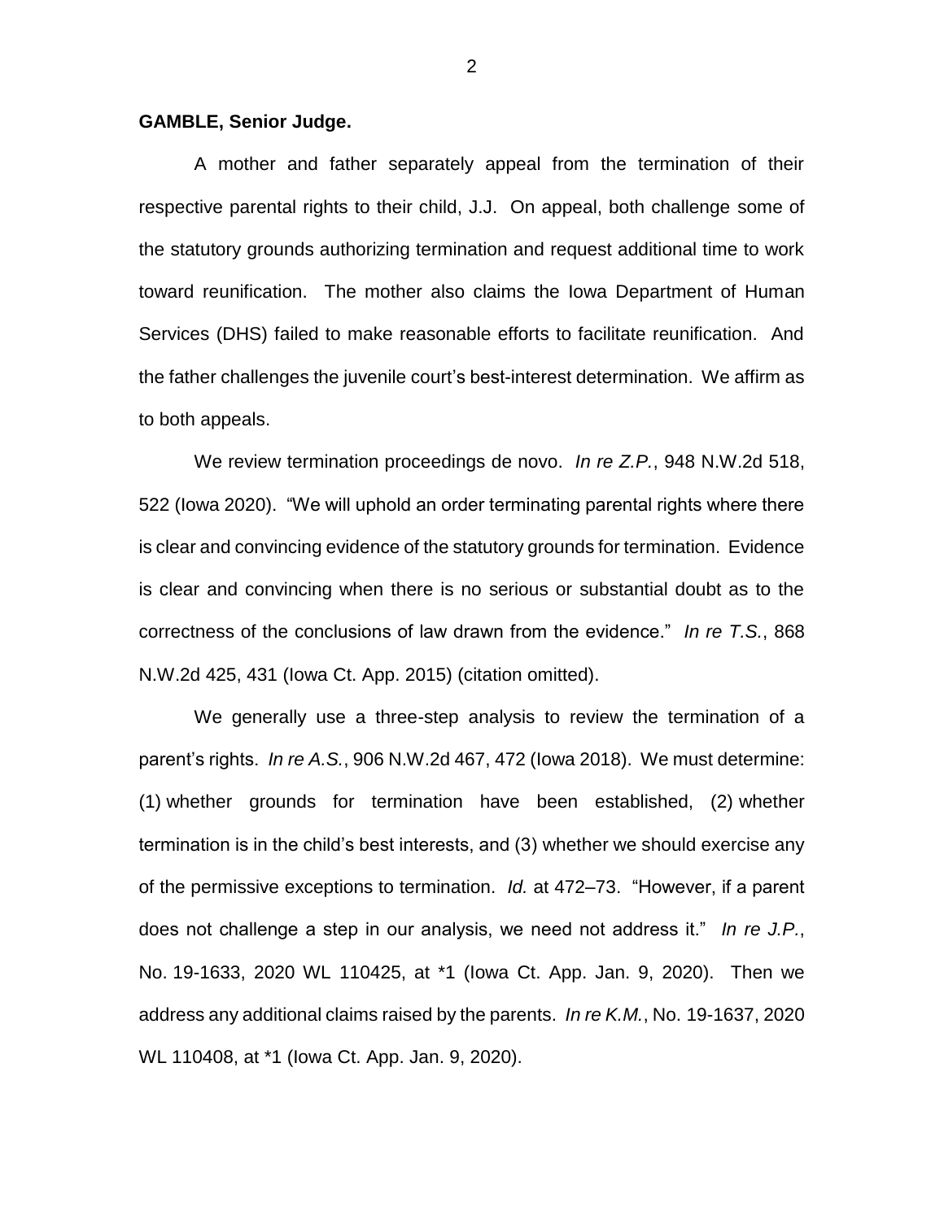**GAMBLE, Senior Judge.**

A mother and father separately appeal from the termination of their respective parental rights to their child, J.J. On appeal, both challenge some of the statutory grounds authorizing termination and request additional time to work toward reunification. The mother also claims the Iowa Department of Human Services (DHS) failed to make reasonable efforts to facilitate reunification. And the father challenges the juvenile court's best-interest determination. We affirm as to both appeals.

We review termination proceedings de novo. *In re Z.P.*, 948 N.W.2d 518, 522 (Iowa 2020). "We will uphold an order terminating parental rights where there is clear and convincing evidence of the statutory grounds for termination. Evidence is clear and convincing when there is no serious or substantial doubt as to the correctness of the conclusions of law drawn from the evidence." *In re T.S.*, 868 N.W.2d 425, 431 (Iowa Ct. App. 2015) (citation omitted).

We generally use a three-step analysis to review the termination of a parent's rights. *In re A.S.*, 906 N.W.2d 467, 472 (Iowa 2018). We must determine: (1) whether grounds for termination have been established, (2) whether termination is in the child's best interests, and (3) whether we should exercise any of the permissive exceptions to termination. *Id.* at 472–73. "However, if a parent does not challenge a step in our analysis, we need not address it." *In re J.P.*, No. 19-1633, 2020 WL 110425, at *1 (Iowa Ct. App. Jan. 9, 2020). Then we address any additional claims raised by the parents. *In re K.M.*, No. 19-1637, 2020 WL 110408, at *1 (Iowa Ct. App. Jan. 9, 2020).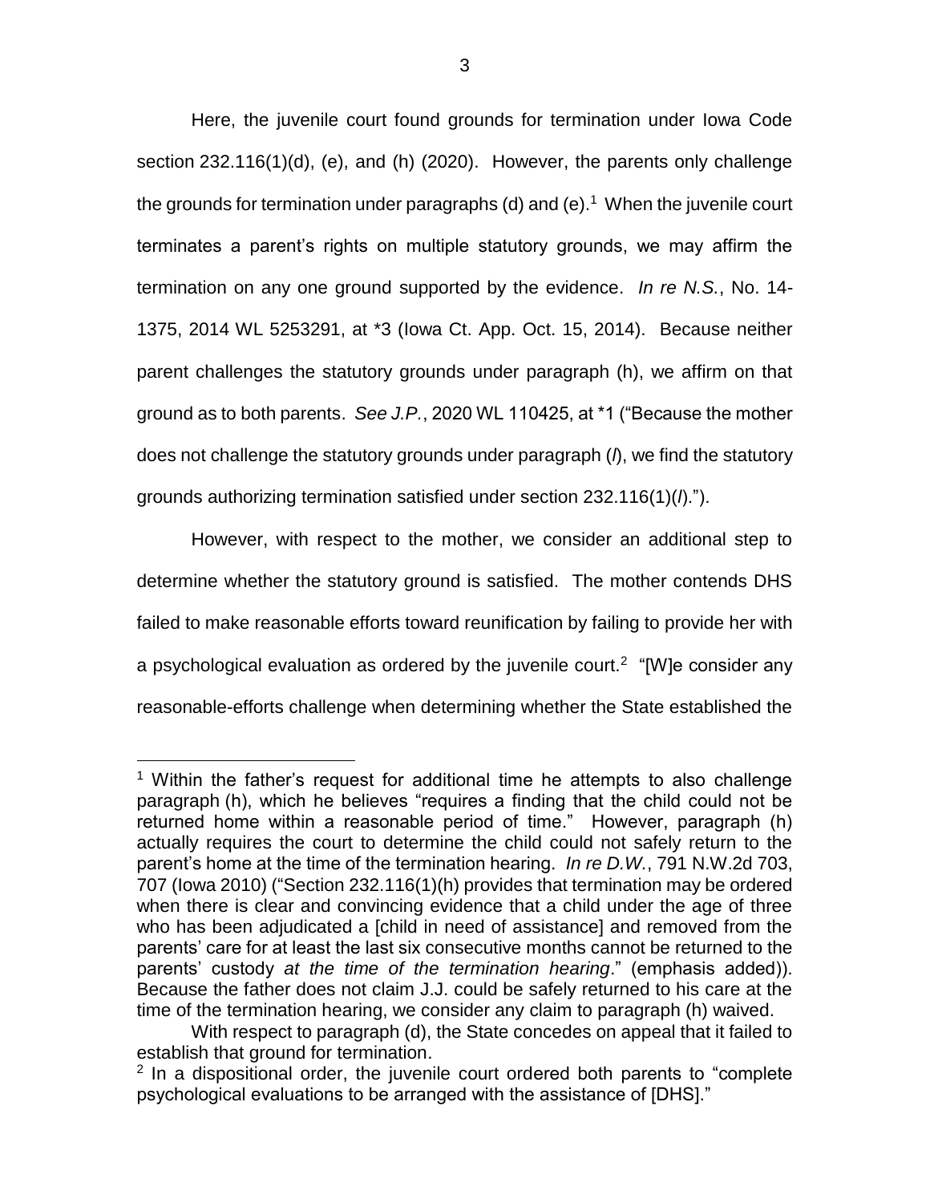Here, the juvenile court found grounds for termination under Iowa Code section 232.116(1)(d), (e), and (h) (2020). However, the parents only challenge the grounds for termination under paragraphs (d) and (e).[1] When the juvenile court terminates a parent's rights on multiple statutory grounds, we may affirm the termination on any one ground supported by the evidence. *In re N.S.*, No. 14-1375, 2014 WL 5253291, at *3 (Iowa Ct. App. Oct. 15, 2014). Because neither parent challenges the statutory grounds under paragraph (h), we affirm on that ground as to both parents. *See J.P.*, 2020 WL 110425, at *1 ("Because the mother does not challenge the statutory grounds under paragraph (*l*), we find the statutory grounds authorizing termination satisfied under section 232.116(1)(*l*).").

However, with respect to the mother, we consider an additional step to determine whether the statutory ground is satisfied. The mother contends DHS failed to make reasonable efforts toward reunification by failing to provide her with a psychological evaluation as ordered by the juvenile court.[2] "[W]e consider any reasonable-efforts challenge when determining whether the State established the

---

[1] Within the father's request for additional time he attempts to also challenge paragraph (h), which he believes "requires a finding that the child could not be returned home within a reasonable period of time." However, paragraph (h) actually requires the court to determine the child could not safely return to the parent's home at the time of the termination hearing. *In re D.W.*, 791 N.W.2d 703, 707 (Iowa 2010) ("Section 232.116(1)(h) provides that termination may be ordered when there is clear and convincing evidence that a child under the age of three who has been adjudicated a [child in need of assistance] and removed from the parents' care for at least the last six consecutive months cannot be returned to the parents' custody *at the time of the termination hearing*." (emphasis added)). Because the father does not claim J.J. could be safely returned to his care at the time of the termination hearing, we consider any claim to paragraph (h) waived.

With respect to paragraph (d), the State concedes on appeal that it failed to establish that ground for termination.

[2] In a dispositional order, the juvenile court ordered both parents to "complete psychological evaluations to be arranged with the assistance of [DHS]."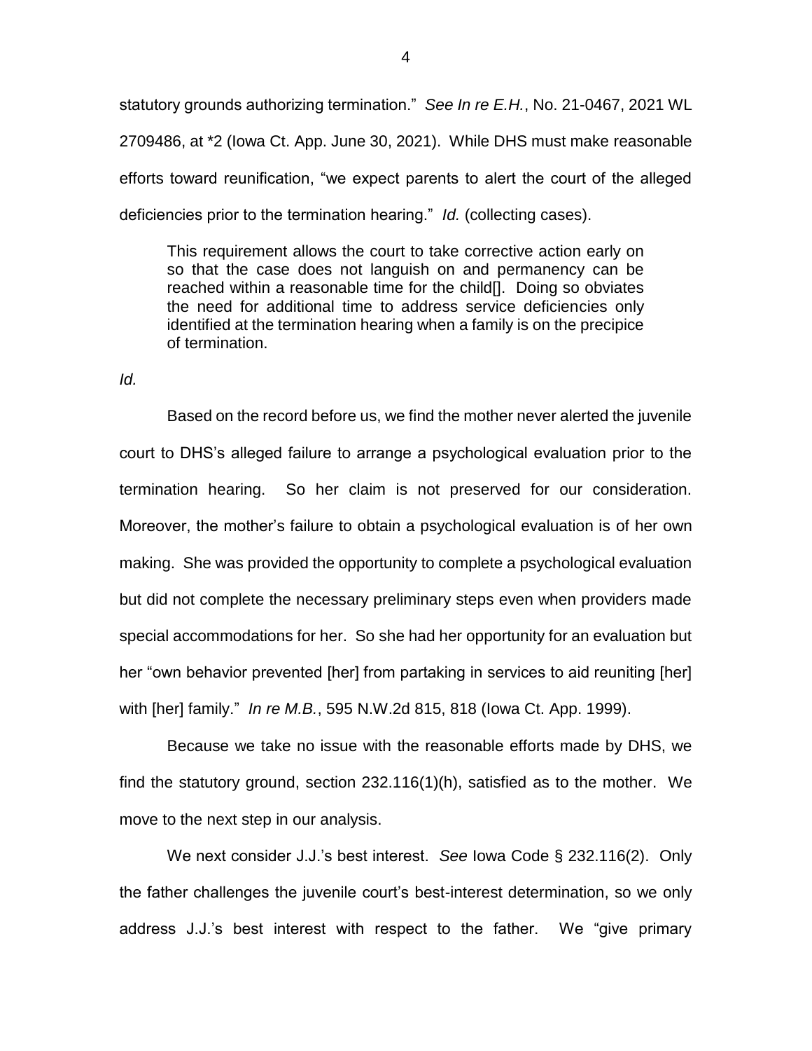statutory grounds authorizing termination." *See In re E.H.*, No. 21-0467, 2021 WL 2709486, at *2 (Iowa Ct. App. June 30, 2021). While DHS must make reasonable efforts toward reunification, "we expect parents to alert the court of the alleged deficiencies prior to the termination hearing." *Id.* (collecting cases).

> This requirement allows the court to take corrective action early on so that the case does not languish on and permanency can be reached within a reasonable time for the child[]. Doing so obviates the need for additional time to address service deficiencies only identified at the termination hearing when a family is on the precipice of termination.

*Id.*

Based on the record before us, we find the mother never alerted the juvenile court to DHS's alleged failure to arrange a psychological evaluation prior to the termination hearing. So her claim is not preserved for our consideration. Moreover, the mother's failure to obtain a psychological evaluation is of her own making. She was provided the opportunity to complete a psychological evaluation but did not complete the necessary preliminary steps even when providers made special accommodations for her. So she had her opportunity for an evaluation but her "own behavior prevented [her] from partaking in services to aid reuniting [her] with [her] family." *In re M.B.*, 595 N.W.2d 815, 818 (Iowa Ct. App. 1999).

Because we take no issue with the reasonable efforts made by DHS, we find the statutory ground, section 232.116(1)(h), satisfied as to the mother. We move to the next step in our analysis.

We next consider J.J.'s best interest. *See* Iowa Code § 232.116(2). Only the father challenges the juvenile court's best-interest determination, so we only address J.J.'s best interest with respect to the father. We "give primary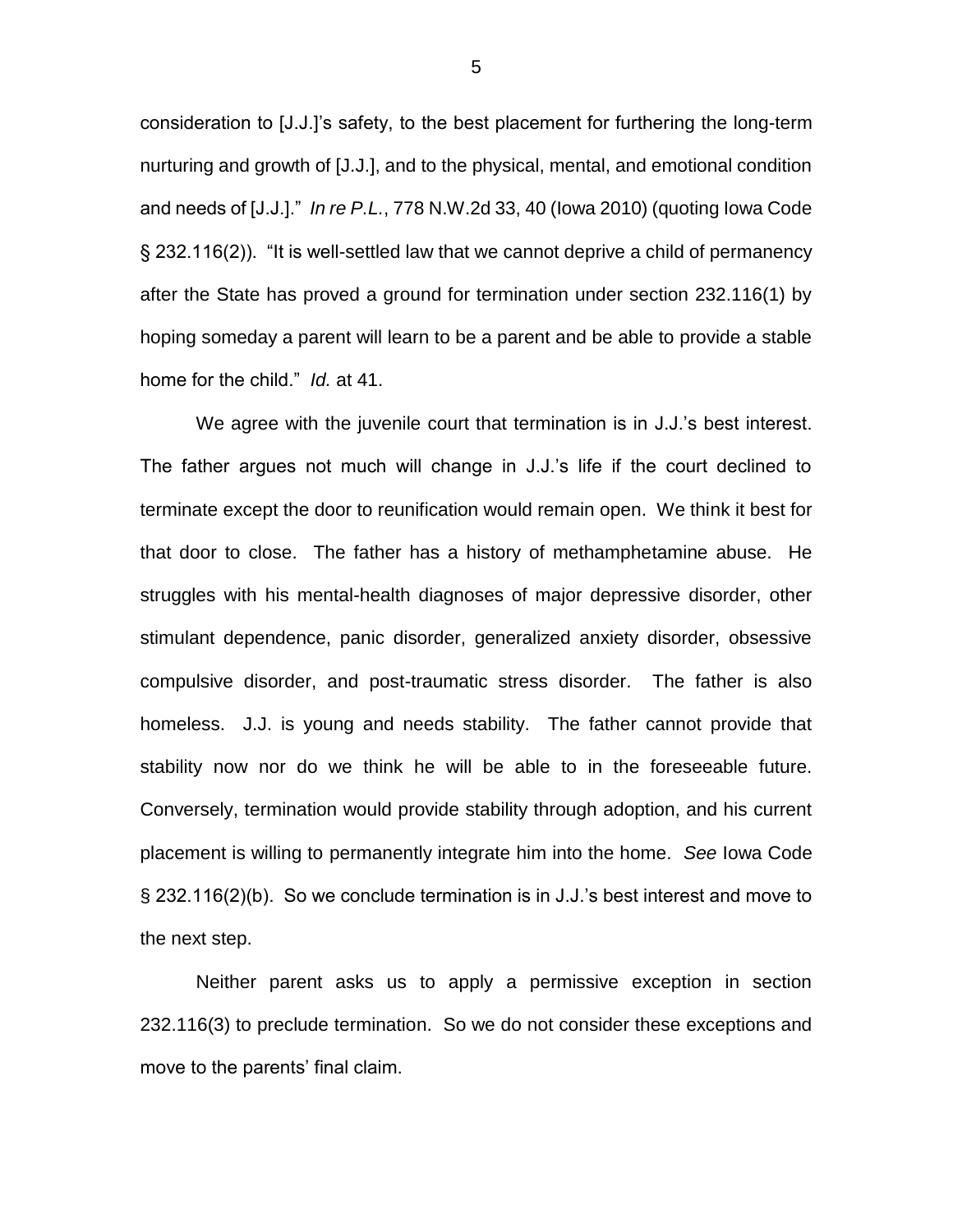consideration to [J.J.]'s safety, to the best placement for furthering the long-term nurturing and growth of [J.J.], and to the physical, mental, and emotional condition and needs of [J.J.]." *In re P.L.*, 778 N.W.2d 33, 40 (Iowa 2010) (quoting Iowa Code § 232.116(2)). "It is well-settled law that we cannot deprive a child of permanency after the State has proved a ground for termination under section 232.116(1) by hoping someday a parent will learn to be a parent and be able to provide a stable home for the child." *Id.* at 41.

We agree with the juvenile court that termination is in J.J.'s best interest. The father argues not much will change in J.J.'s life if the court declined to terminate except the door to reunification would remain open. We think it best for that door to close. The father has a history of methamphetamine abuse. He struggles with his mental-health diagnoses of major depressive disorder, other stimulant dependence, panic disorder, generalized anxiety disorder, obsessive compulsive disorder, and post-traumatic stress disorder. The father is also homeless. J.J. is young and needs stability. The father cannot provide that stability now nor do we think he will be able to in the foreseeable future. Conversely, termination would provide stability through adoption, and his current placement is willing to permanently integrate him into the home. *See* Iowa Code § 232.116(2)(b). So we conclude termination is in J.J.'s best interest and move to the next step.

Neither parent asks us to apply a permissive exception in section 232.116(3) to preclude termination. So we do not consider these exceptions and move to the parents' final claim.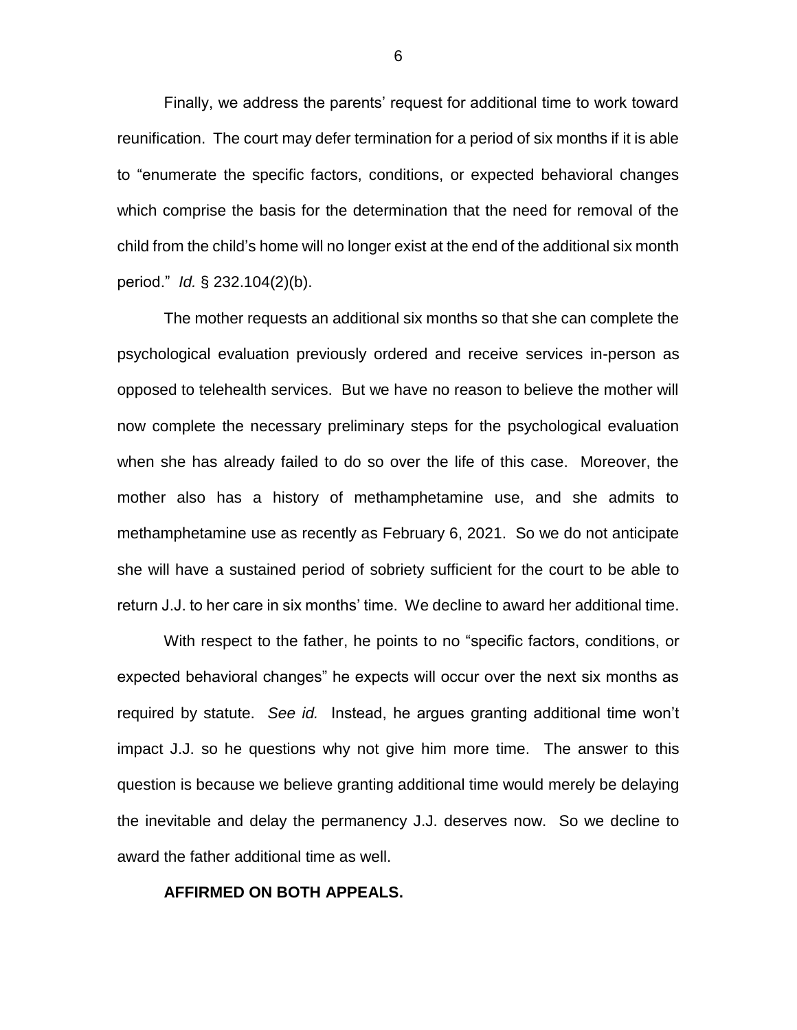Finally, we address the parents' request for additional time to work toward reunification. The court may defer termination for a period of six months if it is able to "enumerate the specific factors, conditions, or expected behavioral changes which comprise the basis for the determination that the need for removal of the child from the child's home will no longer exist at the end of the additional six month period." *Id.* § 232.104(2)(b).

The mother requests an additional six months so that she can complete the psychological evaluation previously ordered and receive services in-person as opposed to telehealth services. But we have no reason to believe the mother will now complete the necessary preliminary steps for the psychological evaluation when she has already failed to do so over the life of this case. Moreover, the mother also has a history of methamphetamine use, and she admits to methamphetamine use as recently as February 6, 2021. So we do not anticipate she will have a sustained period of sobriety sufficient for the court to be able to return J.J. to her care in six months' time. We decline to award her additional time.

With respect to the father, he points to no "specific factors, conditions, or expected behavioral changes" he expects will occur over the next six months as required by statute. *See id.* Instead, he argues granting additional time won't impact J.J. so he questions why not give him more time. The answer to this question is because we believe granting additional time would merely be delaying the inevitable and delay the permanency J.J. deserves now. So we decline to award the father additional time as well.

**AFFIRMED ON BOTH APPEALS.**